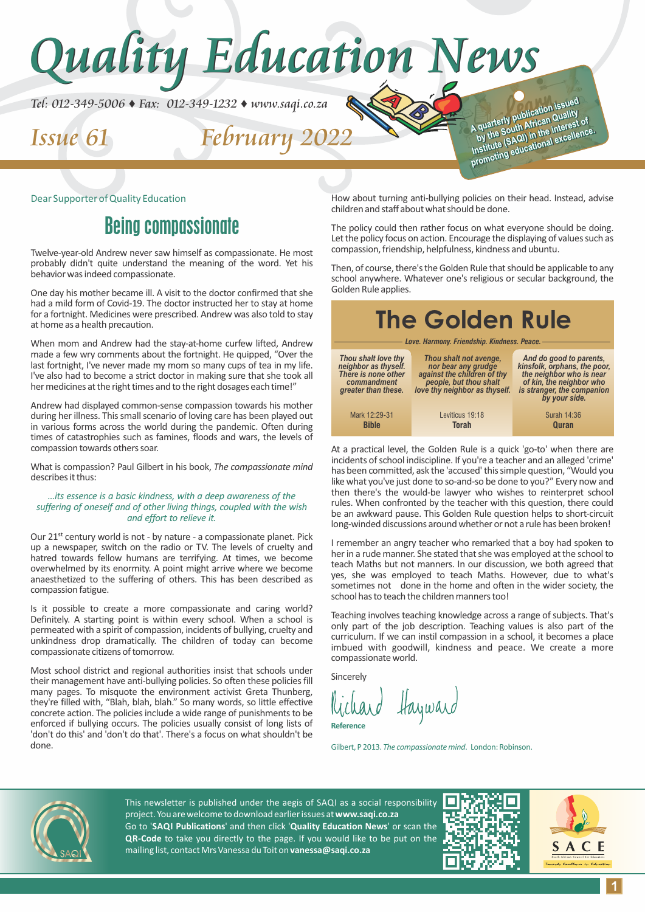# Quality Education News

*Tel: 012-349-5006 ♦ Fax: 012-349-1232 ♦ www.saqi.co.za*

*Issue 61* *February 2022*

A quarterly publication issued by the South African Quality Institute (SAQI) in the interest of promoting educational excellence.

Dear Supporter of Quality Education

## Being compassionate

Twelve-year-old Andrew never saw himself as compassionate. He most probably didn't quite understand the meaning of the word. Yet his behavior was indeed compassionate.

One day his mother became ill. A visit to the doctor confirmed that she had a mild form of Covid-19. The doctor instructed her to stay at home for a fortnight. Medicines were prescribed. Andrew was also told to stay at home as a health precaution.

When mom and Andrew had the stay-at-home curfew lifted, Andrew made a few wry comments about the fortnight. He quipped, "Over the last fortnight, I've never made my mom so many cups of tea in my life. I've also had to become a strict doctor in making sure that she took all her medicines at the right times and to the right dosages each time!"

Andrew had displayed common-sense compassion towards his mother during her illness. This small scenario of loving care has been played out in various forms across the world during the pandemic. Often during times of catastrophies such as famines, floods and wars, the levels of compassion towards others soar.

What is compassion? Paul Gilbert in his book, *The compassionate mind* describes it thus:

> *...its essence is a basic kindness, with a deep awareness of the suffering of oneself and of other living things, coupled with the wish and effort to relieve it.*

Our 21st century world is not - by nature - a compassionate planet. Pick up a newspaper, switch on the radio or TV. The levels of cruelty and hatred towards fellow humans are terrifying. At times, we become overwhelmed by its enormity. A point might arrive where we become anaesthetized to the suffering of others. This has been described as compassion fatigue.

Is it possible to create a more compassionate and caring world? Definitely. A starting point is within every school. When a school is permeated with a spirit of compassion, incidents of bullying, cruelty and unkindness drop dramatically. The children of today can become compassionate citizens of tomorrow.

Most school district and regional authorities insist that schools under their management have anti-bullying policies. So often these policies fill many pages. To misquote the environment activist Greta Thunberg, they're filled with, "Blah, blah, blah." So many words, so little effective concrete action. The policies include a wide range of punishments to be enforced if bullying occurs. The policies usually consist of long lists of 'don't do this' and 'don't do that'. There's a focus on what shouldn't be done.

How about turning anti-bullying policies on their head. Instead, advise children and staff about what should be done.

The policy could then rather focus on what everyone should be doing. Let the policy focus on action. Encourage the displaying of values such as compassion, friendship, helpfulness, kindness and ubuntu.

Then, of course, there's the Golden Rule that should be applicable to any school anywhere. Whatever one's religious or secular background, the Golden Rule applies.

### The Golden Rule

*Love. Harmony. Friendship. Kindness. Peace.*

| *Thou shalt love thy neighbor as thyself. There is none other commandment greater than these.* | *Thou shalt not avenge, nor bear any grudge against the children of thy people, but thou shalt love thy neighbor as thyself.* | *And do good to parents, kinsfolk, orphans, the poor, the neighbor who is near of kin, the neighbor who is stranger, the companion by your side.* |
|---|---|---|
| Mark 12:29-31 **Bible** | Leviticus 19:18 **Torah** | Surah 14:36 **Quran** |

At a practical level, the Golden Rule is a quick 'go-to' when there are incidents of school indiscipline. If you're a teacher and an alleged 'crime' has been committed, ask the 'accused' this simple question, "Would you like what you've just done to so-and-so be done to you?" Every now and then there's the would-be lawyer who wishes to reinterpret school rules. When confronted by the teacher with this question, there could be an awkward pause. This Golden Rule question helps to short-circuit long-winded discussions around whether or not a rule has been broken!

I remember an angry teacher who remarked that a boy had spoken to her in a rude manner. She stated that she was employed at the school to teach Maths but not manners. In our discussion, we both agreed that yes, she was employed to teach Maths. However, due to what's sometimes not done in the home and often in the wider society, the school has to teach the children manners too!

Teaching involves teaching knowledge across a range of subjects. That's only part of the job description. Teaching values is also part of the curriculum. If we can instil compassion in a school, it becomes a place imbued with goodwill, kindness and peace. We create a more compassionate world.

Sincerely

Richard Hayward

**Reference**

Gilbert, P 2013. *The compassionate mind*. London: Robinson.

This newsletter is published under the aegis of SAQI as a social responsibility project. You are welcome to download earlier issues at **www.saqi.co.za** Go to '**SAQI Publications**' and then click '**Quality Education News**' or scan the **QR-Code** to take you directly to the page. If you would like to be put on the mailing list, contact Mrs Vanessa du Toit on **vanessa@saqi.co.za**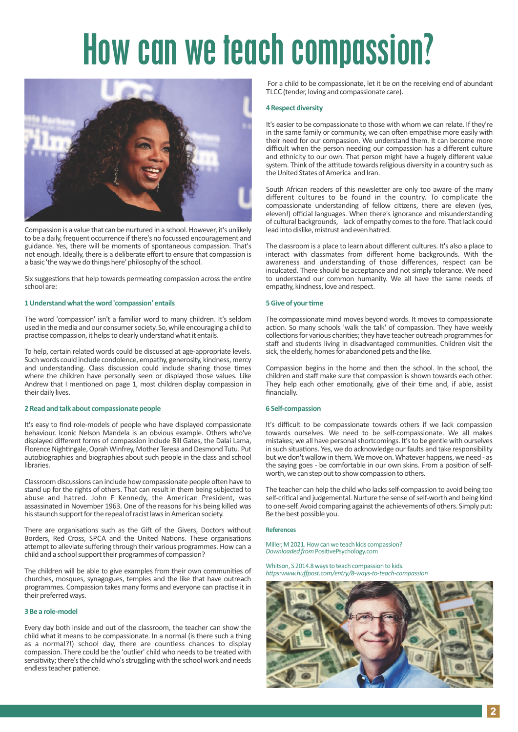# How can we teach compassion?

Compassion is a value that can be nurtured in a school. However, it's unlikely to be a daily, frequent occurrence if there's no focussed encouragement and guidance. Yes, there will be moments of spontaneous compassion. That's not enough. Ideally, there is a deliberate effort to ensure that compassion is a basic 'the way we do things here' philosophy of the school.

Six suggestions that help towards permeating compassion across the entire school are:

### 1 Understand what the word 'compassion' entails

The word 'compassion' isn't a familiar word to many children. It's seldom used in the media and our consumer society. So, while encouraging a child to practise compassion, it helps to clearly understand what it entails.

To help, certain related words could be discussed at age-appropriate levels. Such words could include condolence, empathy, generosity, kindness, mercy and understanding. Class discussion could include sharing those times where the children have personally seen or displayed those values. Like Andrew that I mentioned on page 1, most children display compassion in their daily lives.

### 2 Read and talk about compassionate people

It's easy to find role-models of people who have displayed compassionate behaviour. Iconic Nelson Mandela is an obvious example. Others who've displayed different forms of compassion include Bill Gates, the Dalai Lama, Florence Nightingale, Oprah Winfrey, Mother Teresa and Desmond Tutu. Put autobiographies and biographies about such people in the class and school libraries.

Classroom discussions can include how compassionate people often have to stand up for the rights of others. That can result in them being subjected to abuse and hatred. John F Kennedy, the American President, was assassinated in November 1963. One of the reasons for his being killed was his staunch support for the repeal of racist laws in American society.

There are organisations such as the Gift of the Givers, Doctors without Borders, Red Cross, SPCA and the United Nations. These organisations attempt to alleviate suffering through their various programmes. How can a child and a school support their programmes of compassion?

The children will be able to give examples from their own communities of churches, mosques, synagogues, temples and the like that have outreach programmes. Compassion takes many forms and everyone can practise it in their preferred ways.

### 3 Be a role-model

Every day both inside and out of the classroom, the teacher can show the child what it means to be compassionate. In a normal (is there such a thing as a normal?!) school day, there are countless chances to display compassion. There could be the 'outlier' child who needs to be treated with sensitivity; there's the child who's struggling with the school work and needs endless teacher patience.

For a child to be compassionate, let it be on the receiving end of abundant TLCC (tender, loving and compassionate care).

### 4 Respect diversity

It's easier to be compassionate to those with whom we can relate. If they're in the same family or community, we can often empathise more easily with their need for our compassion. We understand them. It can become more difficult when the person needing our compassion has a different culture and ethnicity to our own. That person might have a hugely different value system. Think of the attitude towards religious diversity in a country such as the United States of America and Iran.

South African readers of this newsletter are only too aware of the many different cultures to be found in the country. To complicate the compassionate understanding of fellow citizens, there are eleven (yes, eleven!) official languages. When there's ignorance and misunderstanding of cultural backgrounds, lack of empathy comes to the fore. That lack could lead into dislike, mistrust and even hatred.

The classroom is a place to learn about different cultures. It's also a place to interact with classmates from different home backgrounds. With the awareness and understanding of those differences, respect can be inculcated. There should be acceptance and not simply tolerance. We need to understand our common humanity. We all have the same needs of empathy, kindness, love and respect.

### 5 Give of your time

The compassionate mind moves beyond words. It moves to compassionate action. So many schools 'walk the talk' of compassion. They have weekly collections for various charities; they have teacher outreach programmes for staff and students living in disadvantaged communities. Children visit the sick, the elderly, homes for abandoned pets and the like.

Compassion begins in the home and then the school. In the school, the children and staff make sure that compassion is shown towards each other. They help each other emotionally, give of their time and, if able, assist financially.

### 6 Self-compassion

It's difficult to be compassionate towards others if we lack compassion towards ourselves. We need to be self-compassionate. We all makes mistakes; we all have personal shortcomings. It's to be gentle with ourselves in such situations. Yes, we do acknowledge our faults and take responsibility but we don't wallow in them. We move on. Whatever happens, we need - as the saying goes - be comfortable in our own skins. From a position of self-worth, we can step out to show compassion to others.

The teacher can help the child who lacks self-compassion to avoid being too self-critical and judgemental. Nurture the sense of self-worth and being kind to one-self. Avoid comparing against the achievements of others. Simply put: Be the best possible you.

#### References

Miller, M 2021. How can we teach kids compassion? *Downloaded from* PositivePsychology.com

Whitson, S 2014.8 ways to teach compassion to kids. *https:www.huffpost.com/entry/8-ways-to-teach-compassion*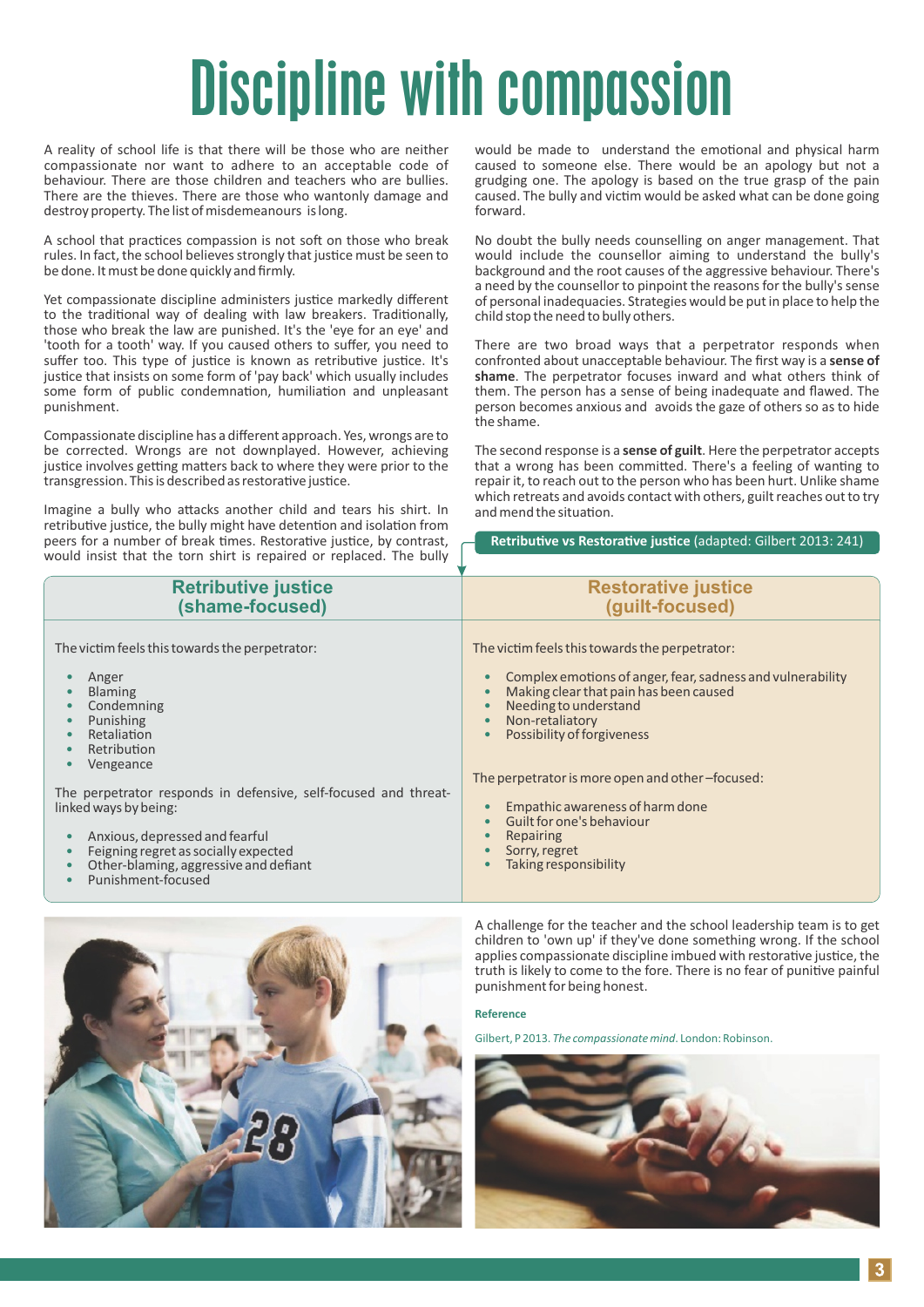# Discipline with compassion

A reality of school life is that there will be those who are neither compassionate nor want to adhere to an acceptable code of behaviour. There are those children and teachers who are bullies. There are the thieves. There are those who wantonly damage and destroy property. The list of misdemeanours is long.

A school that practices compassion is not soft on those who break rules. In fact, the school believes strongly that justice must be seen to be done. It must be done quickly and firmly.

Yet compassionate discipline administers justice markedly different to the traditional way of dealing with law breakers. Traditionally, those who break the law are punished. It's the 'eye for an eye' and 'tooth for a tooth' way. If you caused others to suffer, you need to suffer too. This type of justice is known as retributive justice. It's justice that insists on some form of 'pay back' which usually includes some form of public condemnation, humiliation and unpleasant punishment.

Compassionate discipline has a different approach. Yes, wrongs are to be corrected. Wrongs are not downplayed. However, achieving justice involves getting matters back to where they were prior to the transgression. This is described as restorative justice.

Imagine a bully who attacks another child and tears his shirt. In retributive justice, the bully might have detention and isolation from peers for a number of break times. Restorative justice, by contrast, would insist that the torn shirt is repaired or replaced. The bully would be made to understand the emotional and physical harm caused to someone else. There would be an apology but not a grudging one. The apology is based on the true grasp of the pain caused. The bully and victim would be asked what can be done going forward.

No doubt the bully needs counselling on anger management. That would include the counsellor aiming to understand the bully's background and the root causes of the aggressive behaviour. There's a need by the counsellor to pinpoint the reasons for the bully's sense of personal inadequacies. Strategies would be put in place to help the child stop the need to bully others.

There are two broad ways that a perpetrator responds when confronted about unacceptable behaviour. The first way is a **sense of shame**. The perpetrator focuses inward and what others think of them. The person has a sense of being inadequate and flawed. The person becomes anxious and avoids the gaze of others so as to hide the shame.

The second response is a **sense of guilt**. Here the perpetrator accepts that a wrong has been committed. There's a feeling of wanting to repair it, to reach out to the person who has been hurt. Unlike shame which retreats and avoids contact with others, guilt reaches out to try and mend the situation.

**Retributive vs Restorative justice** (adapted: Gilbert 2013: 241)

| Retributive justice (shame-focused) | Restorative justice (guilt-focused) |
|---|---|
| The victim feels this towards the perpetrator:<br>• Anger<br>• Blaming<br>• Condemning<br>• Punishing<br>• Retaliation<br>• Retribution<br>• Vengeance<br><br>The perpetrator responds in defensive, self-focused and threat-linked ways by being:<br>• Anxious, depressed and fearful<br>• Feigning regret as socially expected<br>• Other-blaming, aggressive and defiant<br>• Punishment-focused | The victim feels this towards the perpetrator:<br>• Complex emotions of anger, fear, sadness and vulnerability<br>• Making clear that pain has been caused<br>• Needing to understand<br>• Non-retaliatory<br>• Possibility of forgiveness<br><br>The perpetrator is more open and other–focused:<br>• Empathic awareness of harm done<br>• Guilt for one's behaviour<br>• Repairing<br>• Sorry, regret<br>• Taking responsibility |

A challenge for the teacher and the school leadership team is to get children to 'own up' if they've done something wrong. If the school applies compassionate discipline imbued with restorative justice, the truth is likely to come to the fore. There is no fear of punitive painful punishment for being honest.

**Reference**

Gilbert, P 2013. *The compassionate mind*. London: Robinson.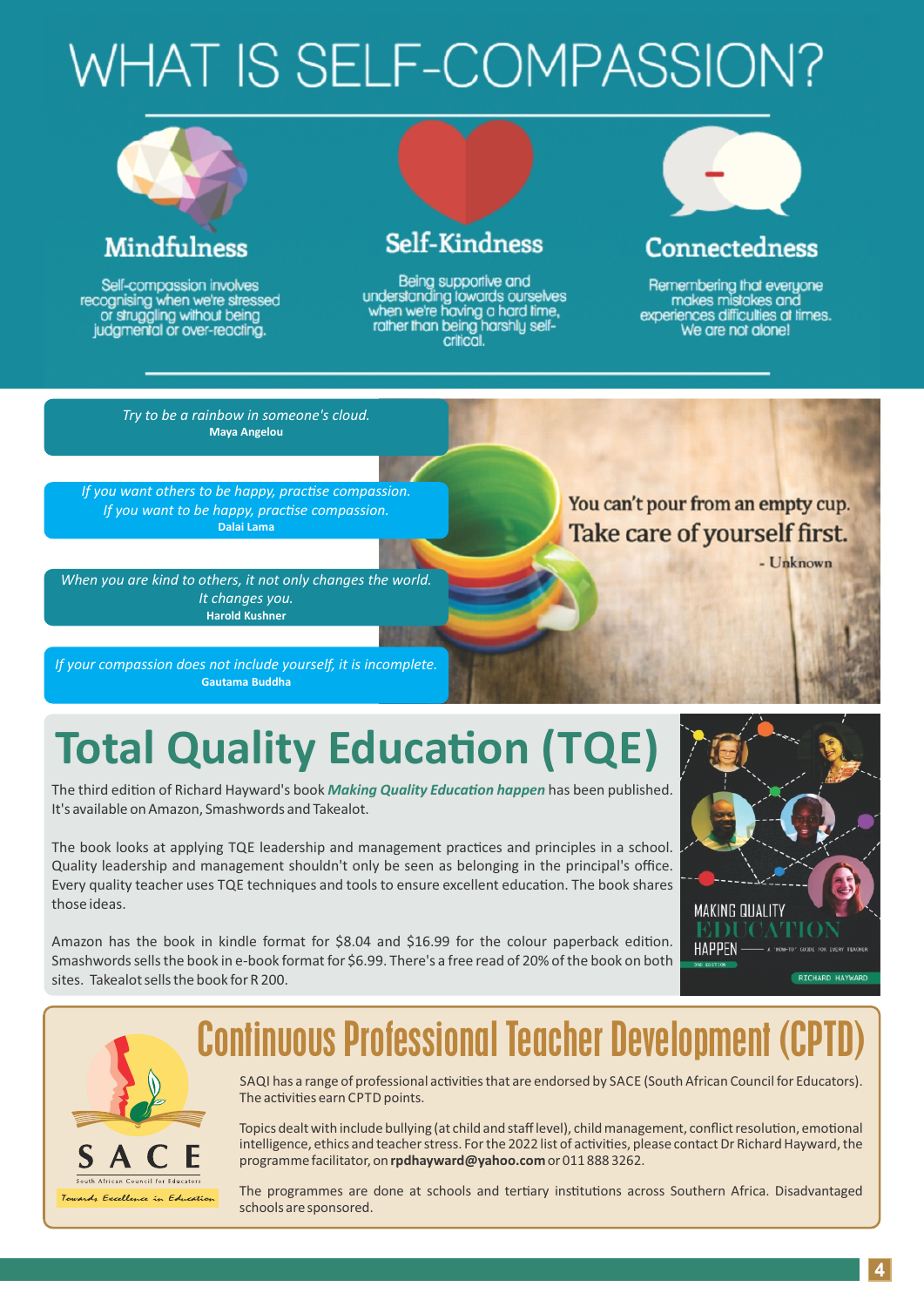# WHAT IS SELF-COMPASSION?

### Mindfulness

Self-compassion involves recognising when we're stressed or struggling without being judgmental or over-reacting.

### Self-Kindness

Being supportive and understanding towards ourselves when we're having a hard time, rather than being harshly self-critical.

### Connectedness

Remembering that everyone makes mistakes and experiences difficulties at times. We are not alone!

*Try to be a rainbow in someone's cloud.*
**Maya Angelou**

*If you want others to be happy, practise compassion.*
*If you want to be happy, practise compassion.*
**Dalai Lama**

*When you are kind to others, it not only changes the world. It changes you.*
**Harold Kushner**

*If your compassion does not include yourself, it is incomplete.*
**Gautama Buddha**

You can't pour from an empty cup.
Take care of yourself first.
- Unknown

# Total Quality Education (TQE)

The third edition of Richard Hayward's book ***Making Quality Education happen*** has been published. It's available on Amazon, Smashwords and Takealot.

The book looks at applying TQE leadership and management practices and principles in a school. Quality leadership and management shouldn't only be seen as belonging in the principal's office. Every quality teacher uses TQE techniques and tools to ensure excellent education. The book shares those ideas.

Amazon has the book in kindle format for $8.04 and $16.99 for the colour paperback edition. Smashwords sells the book in e-book format for $6.99. There's a free read of 20% of the book on both sites. Takealot sells the book for R 200.

MAKING QUALITY EDUCATION HAPPEN — A 'HOW-TO' GUIDE FOR EVERY TEACHER
3RD EDITION
RICHARD HAYWARD

# Continuous Professional Teacher Development (CPTD)

SACE
South African Council for Educators
Towards Excellence in Education

SAQI has a range of professional activities that are endorsed by SACE (South African Council for Educators). The activities earn CPTD points.

Topics dealt with include bullying (at child and staff level), child management, conflict resolution, emotional intelligence, ethics and teacher stress. For the 2022 list of activities, please contact Dr Richard Hayward, the programme facilitator, on **rpdhayward@yahoo.com** or 011 888 3262.

The programmes are done at schools and tertiary institutions across Southern Africa. Disadvantaged schools are sponsored.